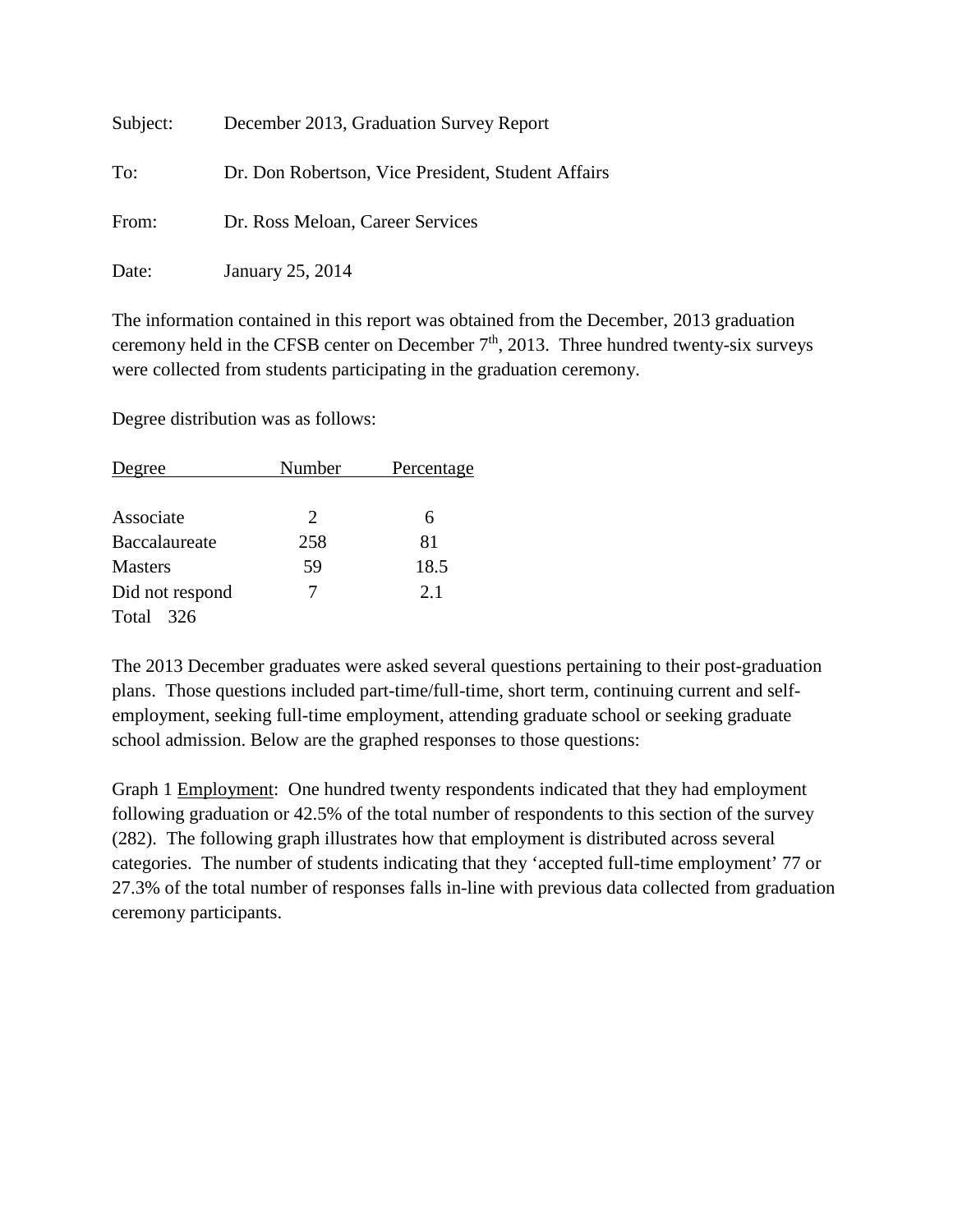Subject: December 2013, Graduation Survey Report

To: Dr. Don Robertson, Vice President, Student Affairs

From: Dr. Ross Meloan, Career Services

Date: January 25, 2014

The information contained in this report was obtained from the December, 2013 graduation ceremony held in the CFSB center on December 7th, 2013. Three hundred twenty-six surveys were collected from students participating in the graduation ceremony.

Degree distribution was as follows:

| Degree | Number | Percentage |
|---|---|---|
| Associate | 2 | 6 |
| Baccalaureate | 258 | 81 |
| Masters | 59 | 18.5 |
| Did not respond | 7 | 2.1 |
| Total 326 | | |

The 2013 December graduates were asked several questions pertaining to their post-graduation plans. Those questions included part-time/full-time, short term, continuing current and self-employment, seeking full-time employment, attending graduate school or seeking graduate school admission. Below are the graphed responses to those questions:

Graph 1 Employment: One hundred twenty respondents indicated that they had employment following graduation or 42.5% of the total number of respondents to this section of the survey (282). The following graph illustrates how that employment is distributed across several categories. The number of students indicating that they 'accepted full-time employment' 77 or 27.3% of the total number of responses falls in-line with previous data collected from graduation ceremony participants.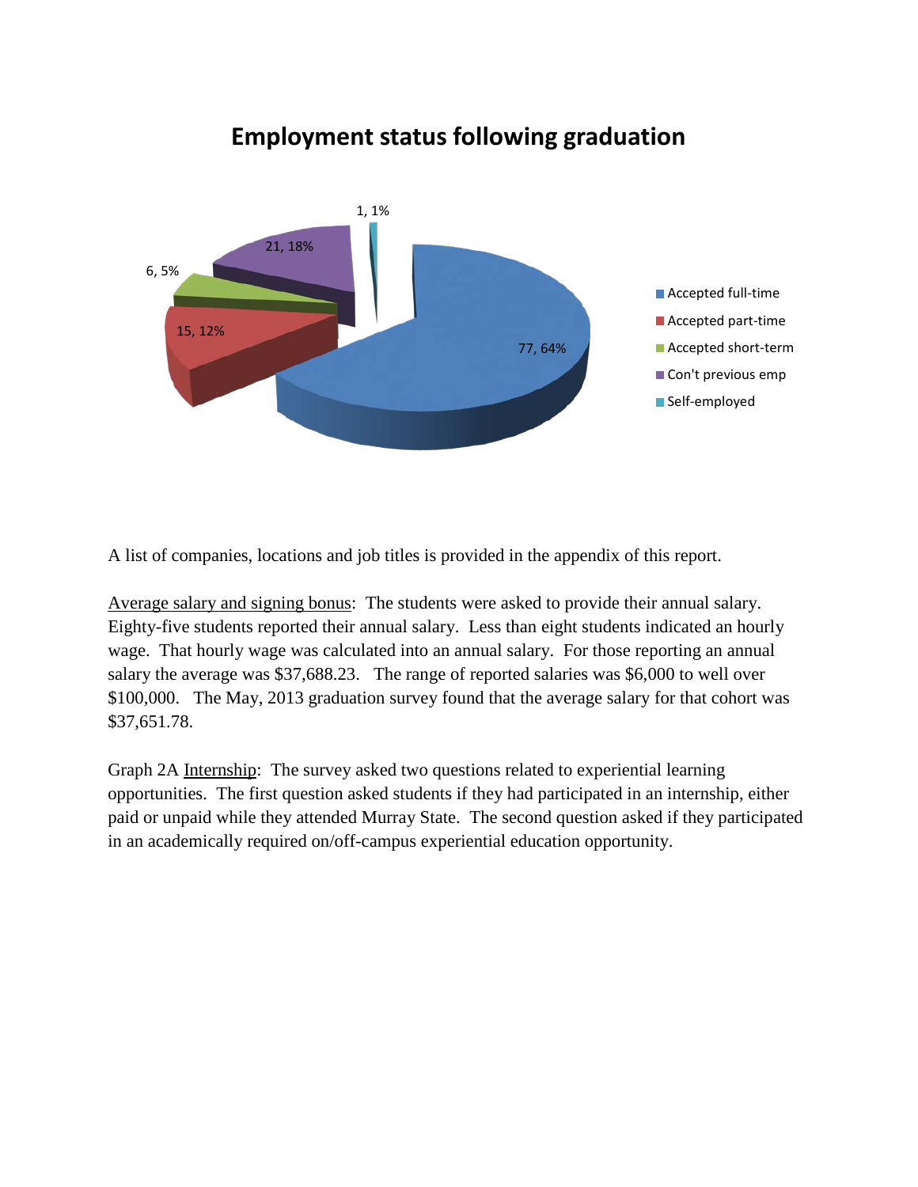## Employment status following graduation

| Employment status | Count | Percent |
|---|---|---|
| Accepted full-time | 77 | 64% |
| Accepted part-time | 15 | 12% |
| Accepted short-term | 6 | 5% |
| Con't previous emp | 21 | 18% |
| Self-employed | 1 | 1% |

A list of companies, locations and job titles is provided in the appendix of this report.

Average salary and signing bonus: The students were asked to provide their annual salary. Eighty-five students reported their annual salary. Less than eight students indicated an hourly wage. That hourly wage was calculated into an annual salary. For those reporting an annual salary the average was $37,688.23. The range of reported salaries was $6,000 to well over $100,000. The May, 2013 graduation survey found that the average salary for that cohort was $37,651.78.

Graph 2A Internship: The survey asked two questions related to experiential learning opportunities. The first question asked students if they had participated in an internship, either paid or unpaid while they attended Murray State. The second question asked if they participated in an academically required on/off-campus experiential education opportunity.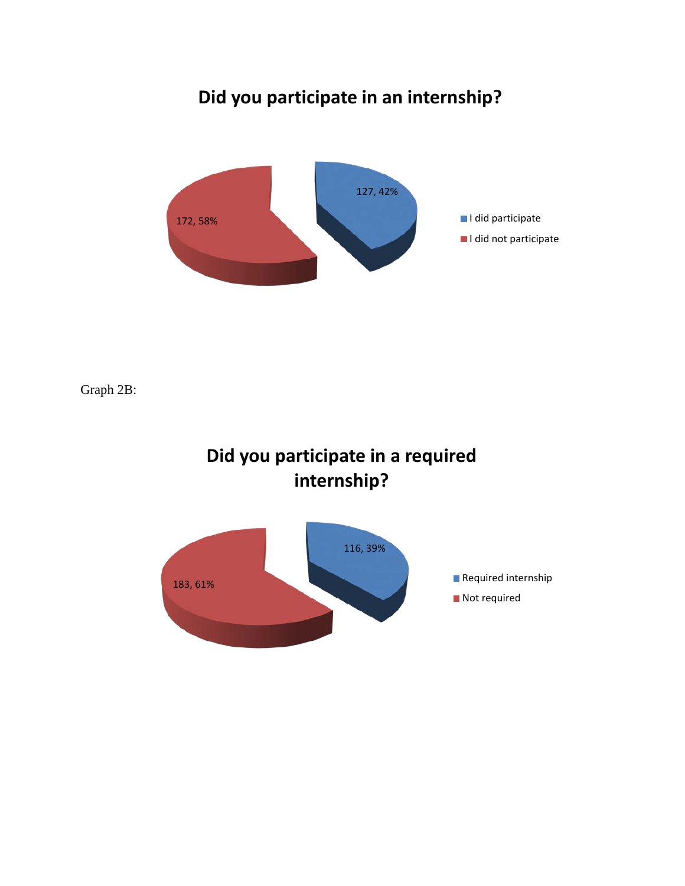**Did you participate in an internship?**

| | Count | Percent |
|---|---|---|
| I did participate | 127 | 42% |
| I did not participate | 172 | 58% |

Graph 2B:

**Did you participate in a required internship?**

| | Count | Percent |
|---|---|---|
| Required internship | 116 | 39% |
| Not required | 183 | 61% |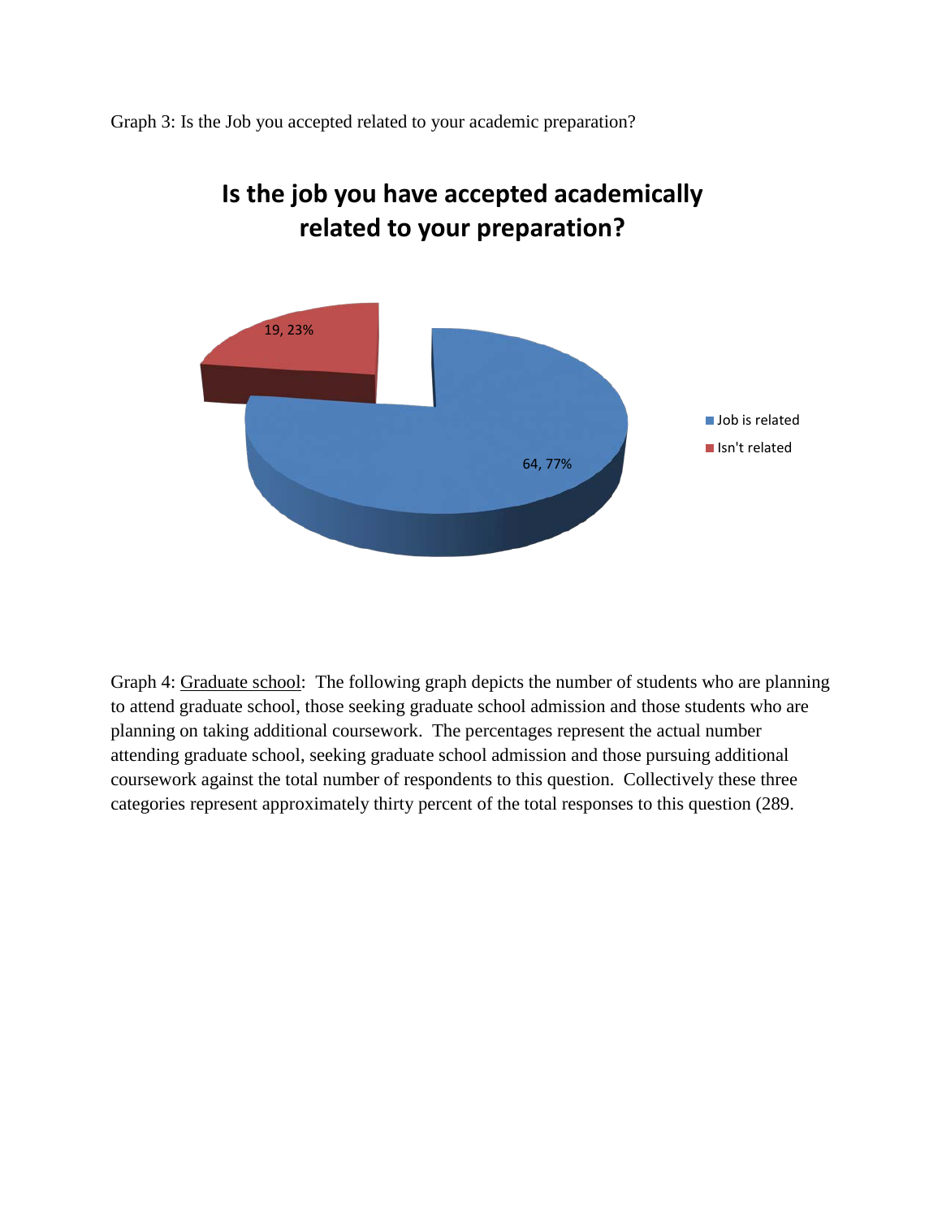Graph 3: Is the Job you accepted related to your academic preparation?

**Is the job you have accepted academically related to your preparation?**

- Job is related: 64, 77%
- Isn't related: 19, 23%

Graph 4: Graduate school: The following graph depicts the number of students who are planning to attend graduate school, those seeking graduate school admission and those students who are planning on taking additional coursework. The percentages represent the actual number attending graduate school, seeking graduate school admission and those pursuing additional coursework against the total number of respondents to this question. Collectively these three categories represent approximately thirty percent of the total responses to this question (289.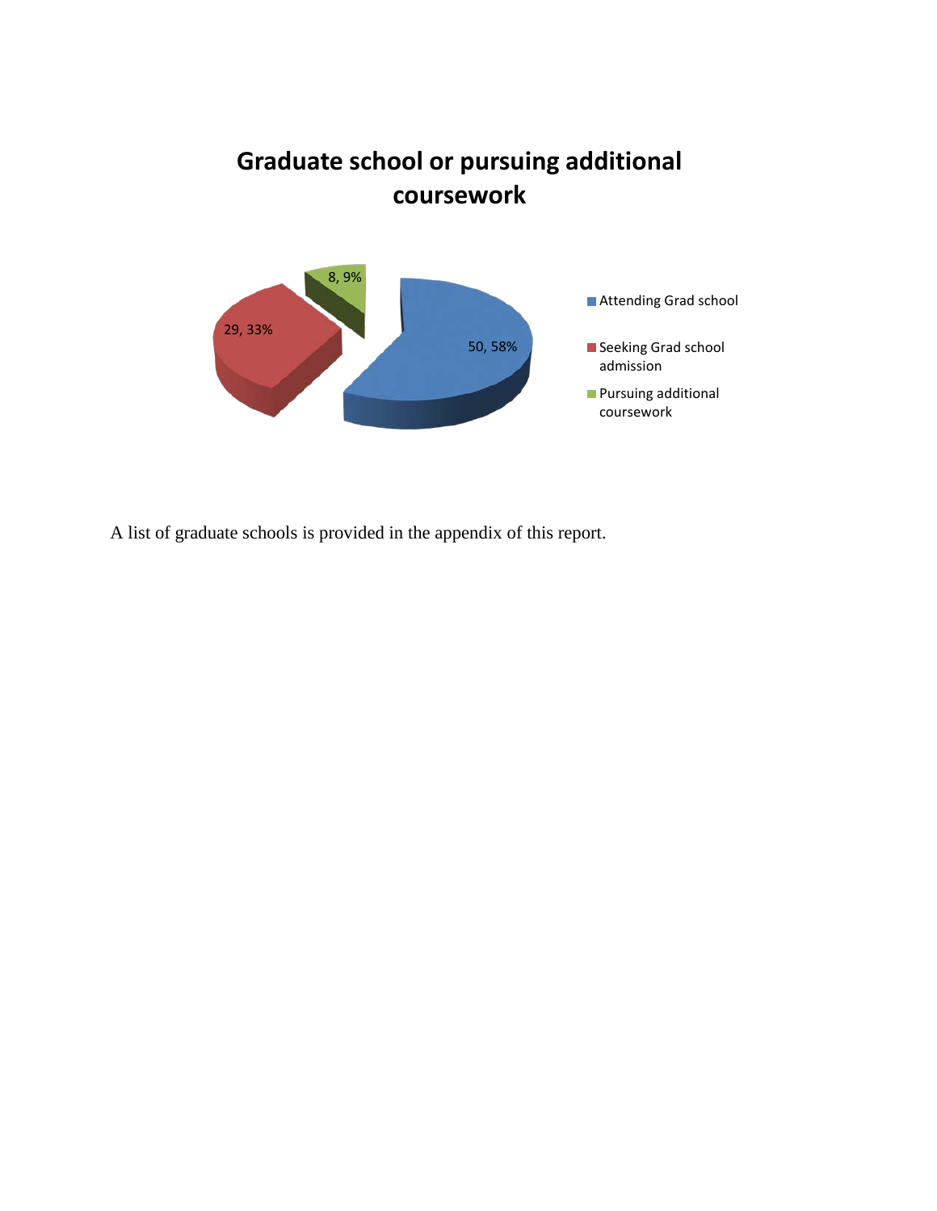## Graduate school or pursuing additional coursework

| Category | Count | Percentage |
|---|---|---|
| Attending Grad school | 50 | 58% |
| Seeking Grad school admission | 29 | 33% |
| Pursuing additional coursework | 8 | 9% |

A list of graduate schools is provided in the appendix of this report.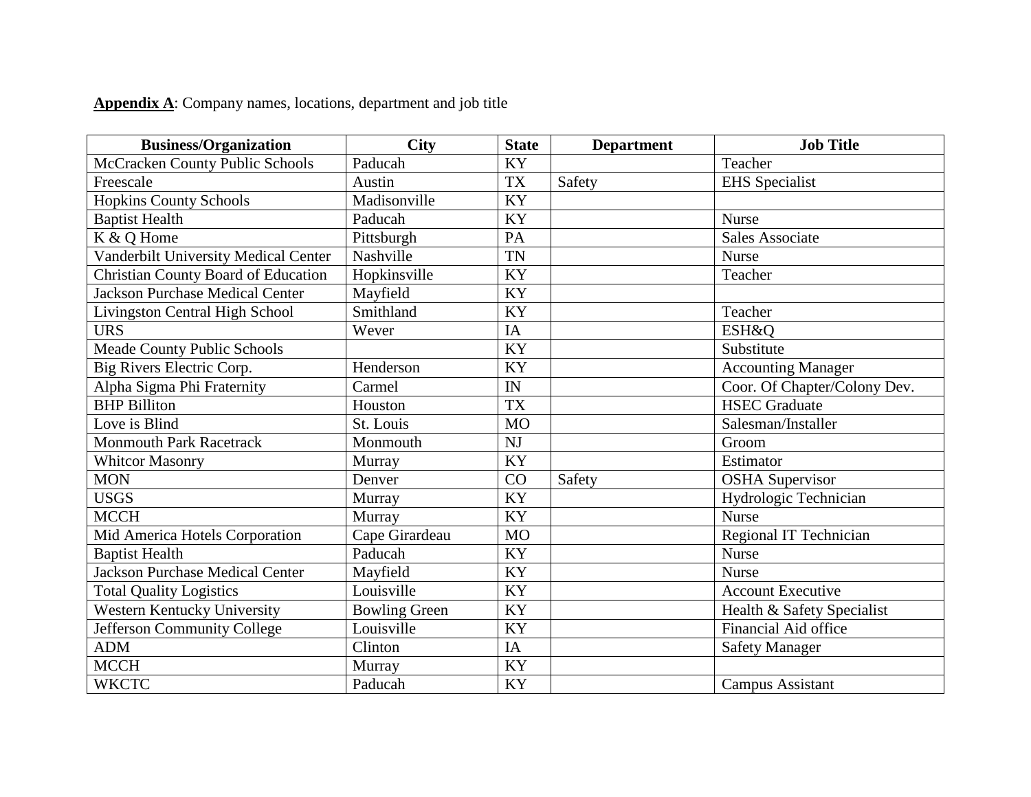**Appendix A**: Company names, locations, department and job title

| Business/Organization | City | State | Department | Job Title |
|---|---|---|---|---|
| McCracken County Public Schools | Paducah | KY | | Teacher |
| Freescale | Austin | TX | Safety | EHS Specialist |
| Hopkins County Schools | Madisonville | KY | | |
| Baptist Health | Paducah | KY | | Nurse |
| K & Q Home | Pittsburgh | PA | | Sales Associate |
| Vanderbilt University Medical Center | Nashville | TN | | Nurse |
| Christian County Board of Education | Hopkinsville | KY | | Teacher |
| Jackson Purchase Medical Center | Mayfield | KY | | |
| Livingston Central High School | Smithland | KY | | Teacher |
| URS | Wever | IA | | ESH&Q |
| Meade County Public Schools | | KY | | Substitute |
| Big Rivers Electric Corp. | Henderson | KY | | Accounting Manager |
| Alpha Sigma Phi Fraternity | Carmel | IN | | Coor. Of Chapter/Colony Dev. |
| BHP Billiton | Houston | TX | | HSEC Graduate |
| Love is Blind | St. Louis | MO | | Salesman/Installer |
| Monmouth Park Racetrack | Monmouth | NJ | | Groom |
| Whitcor Masonry | Murray | KY | | Estimator |
| MON | Denver | CO | Safety | OSHA Supervisor |
| USGS | Murray | KY | | Hydrologic Technician |
| MCCH | Murray | KY | | Nurse |
| Mid America Hotels Corporation | Cape Girardeau | MO | | Regional IT Technician |
| Baptist Health | Paducah | KY | | Nurse |
| Jackson Purchase Medical Center | Mayfield | KY | | Nurse |
| Total Quality Logistics | Louisville | KY | | Account Executive |
| Western Kentucky University | Bowling Green | KY | | Health & Safety Specialist |
| Jefferson Community College | Louisville | KY | | Financial Aid office |
| ADM | Clinton | IA | | Safety Manager |
| MCCH | Murray | KY | | |
| WKCTC | Paducah | KY | | Campus Assistant |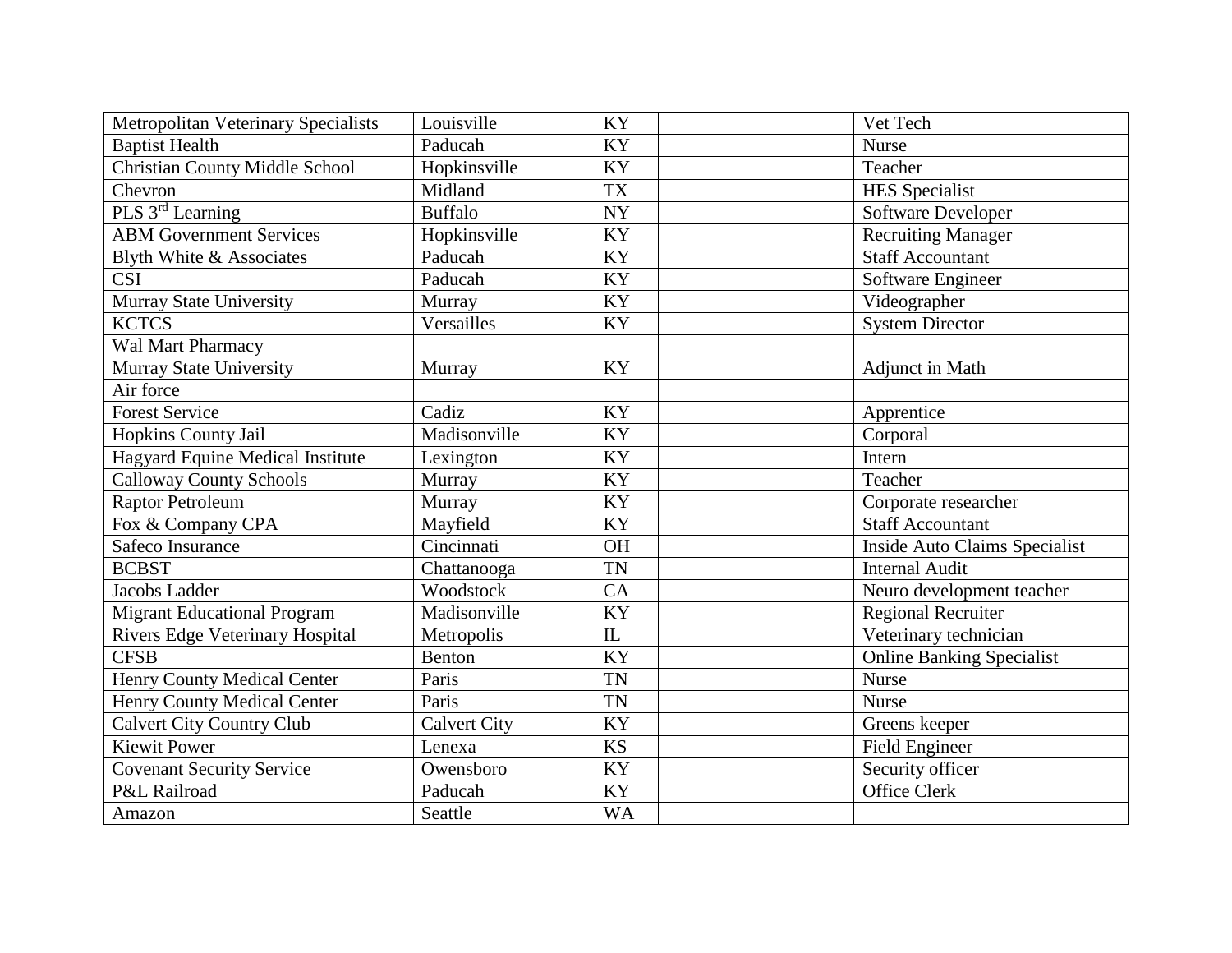| | | | | |
|---|---|---|---|---|
| Metropolitan Veterinary Specialists | Louisville | KY | | Vet Tech |
| Baptist Health | Paducah | KY | | Nurse |
| Christian County Middle School | Hopkinsville | KY | | Teacher |
| Chevron | Midland | TX | | HES Specialist |
| PLS 3rd Learning | Buffalo | NY | | Software Developer |
| ABM Government Services | Hopkinsville | KY | | Recruiting Manager |
| Blyth White & Associates | Paducah | KY | | Staff Accountant |
| CSI | Paducah | KY | | Software Engineer |
| Murray State University | Murray | KY | | Videographer |
| KCTCS | Versailles | KY | | System Director |
| Wal Mart Pharmacy | | | | |
| Murray State University | Murray | KY | | Adjunct in Math |
| Air force | | | | |
| Forest Service | Cadiz | KY | | Apprentice |
| Hopkins County Jail | Madisonville | KY | | Corporal |
| Hagyard Equine Medical Institute | Lexington | KY | | Intern |
| Calloway County Schools | Murray | KY | | Teacher |
| Raptor Petroleum | Murray | KY | | Corporate researcher |
| Fox & Company CPA | Mayfield | KY | | Staff Accountant |
| Safeco Insurance | Cincinnati | OH | | Inside Auto Claims Specialist |
| BCBST | Chattanooga | TN | | Internal Audit |
| Jacobs Ladder | Woodstock | CA | | Neuro development teacher |
| Migrant Educational Program | Madisonville | KY | | Regional Recruiter |
| Rivers Edge Veterinary Hospital | Metropolis | IL | | Veterinary technician |
| CFSB | Benton | KY | | Online Banking Specialist |
| Henry County Medical Center | Paris | TN | | Nurse |
| Henry County Medical Center | Paris | TN | | Nurse |
| Calvert City Country Club | Calvert City | KY | | Greens keeper |
| Kiewit Power | Lenexa | KS | | Field Engineer |
| Covenant Security Service | Owensboro | KY | | Security officer |
| P&L Railroad | Paducah | KY | | Office Clerk |
| Amazon | Seattle | WA | | |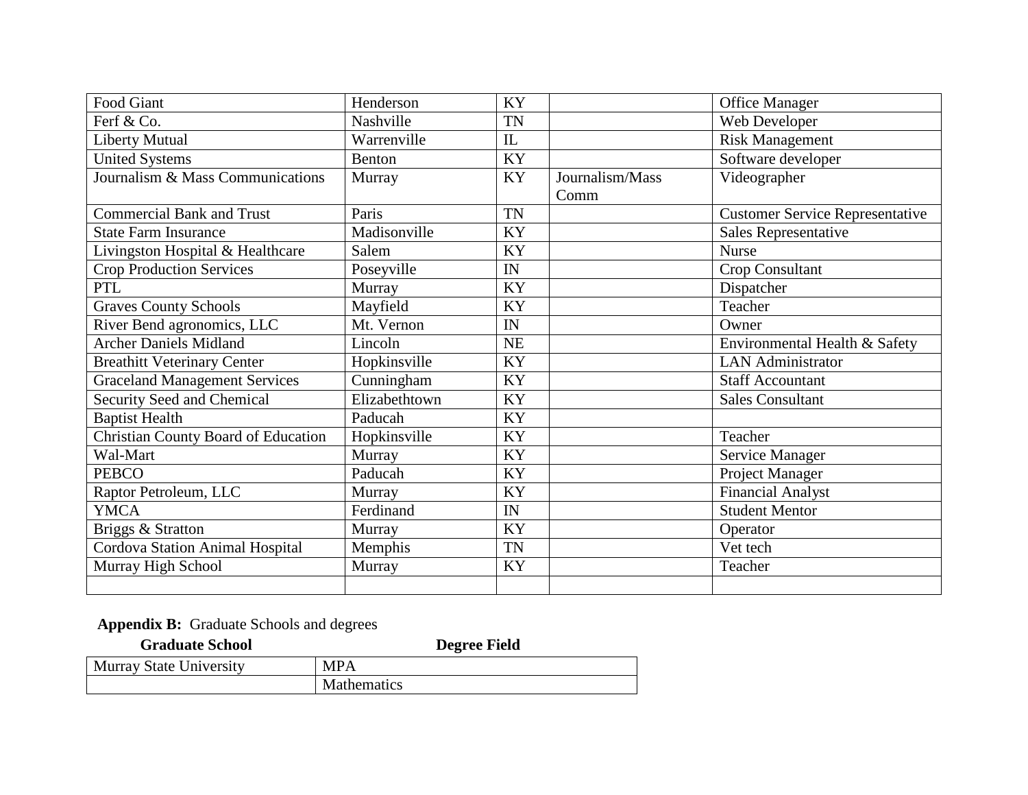| | | | | |
|---|---|---|---|---|
| Food Giant | Henderson | KY | | Office Manager |
| Ferf & Co. | Nashville | TN | | Web Developer |
| Liberty Mutual | Warrenville | IL | | Risk Management |
| United Systems | Benton | KY | | Software developer |
| Journalism & Mass Communications | Murray | KY | Journalism/Mass Comm | Videographer |
| Commercial Bank and Trust | Paris | TN | | Customer Service Representative |
| State Farm Insurance | Madisonville | KY | | Sales Representative |
| Livingston Hospital & Healthcare | Salem | KY | | Nurse |
| Crop Production Services | Poseyville | IN | | Crop Consultant |
| PTL | Murray | KY | | Dispatcher |
| Graves County Schools | Mayfield | KY | | Teacher |
| River Bend agronomics, LLC | Mt. Vernon | IN | | Owner |
| Archer Daniels Midland | Lincoln | NE | | Environmental Health & Safety |
| Breathitt Veterinary Center | Hopkinsville | KY | | LAN Administrator |
| Graceland Management Services | Cunningham | KY | | Staff Accountant |
| Security Seed and Chemical | Elizabethtown | KY | | Sales Consultant |
| Baptist Health | Paducah | KY | | |
| Christian County Board of Education | Hopkinsville | KY | | Teacher |
| Wal-Mart | Murray | KY | | Service Manager |
| PEBCO | Paducah | KY | | Project Manager |
| Raptor Petroleum, LLC | Murray | KY | | Financial Analyst |
| YMCA | Ferdinand | IN | | Student Mentor |
| Briggs & Stratton | Murray | KY | | Operator |
| Cordova Station Animal Hospital | Memphis | TN | | Vet tech |
| Murray High School | Murray | KY | | Teacher |
| | | | | |

**Appendix B:** Graduate Schools and degrees

| Graduate School | Degree Field |
|---|---|
| Murray State University | MPA |
| | Mathematics |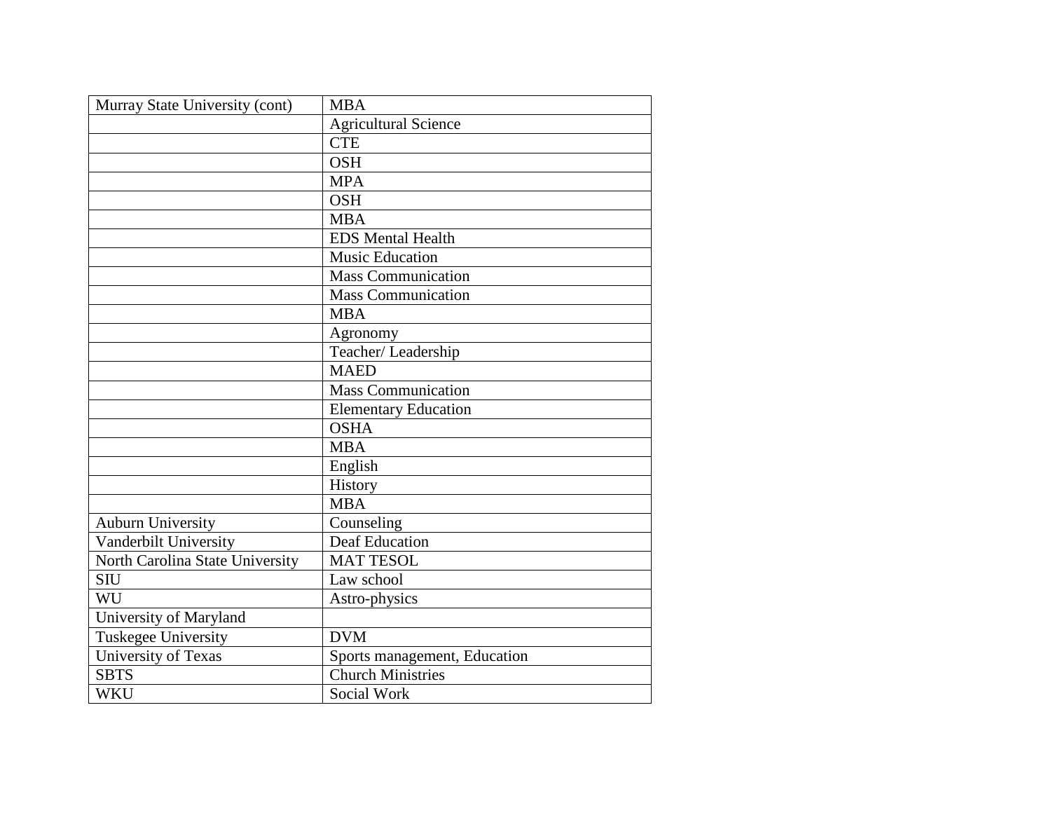| | |
|---|---|
| Murray State University (cont) | MBA |
| | Agricultural Science |
| | CTE |
| | OSH |
| | MPA |
| | OSH |
| | MBA |
| | EDS Mental Health |
| | Music Education |
| | Mass Communication |
| | Mass Communication |
| | MBA |
| | Agronomy |
| | Teacher/ Leadership |
| | MAED |
| | Mass Communication |
| | Elementary Education |
| | OSHA |
| | MBA |
| | English |
| | History |
| | MBA |
| Auburn University | Counseling |
| Vanderbilt University | Deaf Education |
| North Carolina State University | MAT TESOL |
| SIU | Law school |
| WU | Astro-physics |
| University of Maryland | |
| Tuskegee University | DVM |
| University of Texas | Sports management, Education |
| SBTS | Church Ministries |
| WKU | Social Work |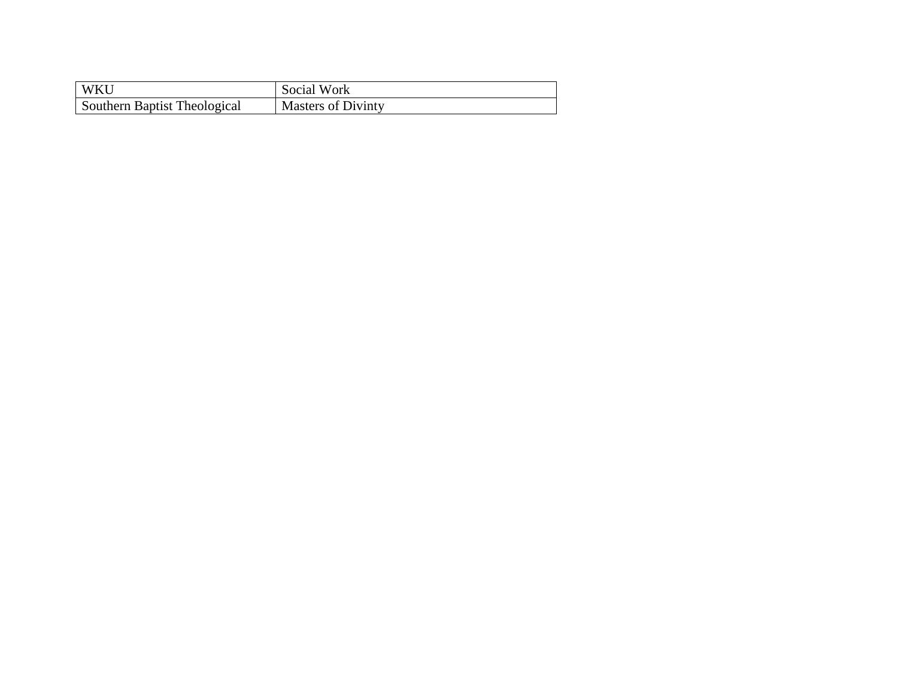| | |
|---|---|
| WKU | Social Work |
| Southern Baptist Theological | Masters of Divinty |